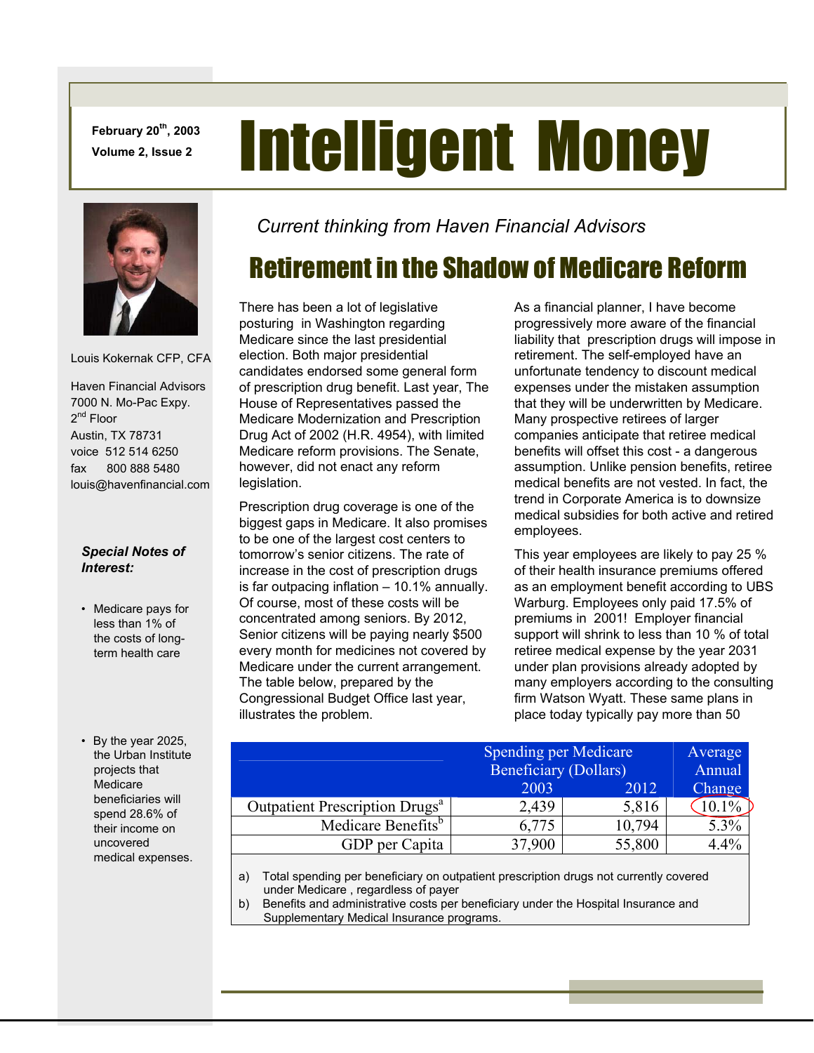February 20th, 2003
Volume 2, Issue 2

# Intelligent Money

Louis Kokernak CFP, CFA

Haven Financial Advisors
7000 N. Mo-Pac Expy.
2nd Floor
Austin, TX 78731
voice 512 514 6250
fax 800 888 5480
louis@havenfinancial.com

***Special Notes of Interest:***

- Medicare pays for less than 1% of the costs of long-term health care

- By the year 2025, the Urban Institute projects that Medicare beneficiaries will spend 28.6% of their income on uncovered medical expenses.

*Current thinking from Haven Financial Advisors*

## Retirement in the Shadow of Medicare Reform

There has been a lot of legislative posturing in Washington regarding Medicare since the last presidential election. Both major presidential candidates endorsed some general form of prescription drug benefit. Last year, The House of Representatives passed the Medicare Modernization and Prescription Drug Act of 2002 (H.R. 4954), with limited Medicare reform provisions. The Senate, however, did not enact any reform legislation.

Prescription drug coverage is one of the biggest gaps in Medicare. It also promises to be one of the largest cost centers to tomorrow's senior citizens. The rate of increase in the cost of prescription drugs is far outpacing inflation – 10.1% annually. Of course, most of these costs will be concentrated among seniors. By 2012, Senior citizens will be paying nearly $500 every month for medicines not covered by Medicare under the current arrangement. The table below, prepared by the Congressional Budget Office last year, illustrates the problem.

As a financial planner, I have become progressively more aware of the financial liability that prescription drugs will impose in retirement. The self-employed have an unfortunate tendency to discount medical expenses under the mistaken assumption that they will be underwritten by Medicare. Many prospective retirees of larger companies anticipate that retiree medical benefits will offset this cost - a dangerous assumption. Unlike pension benefits, retiree medical benefits are not vested. In fact, the trend in Corporate America is to downsize medical subsidies for both active and retired employees.

This year employees are likely to pay 25 % of their health insurance premiums offered as an employment benefit according to UBS Warburg. Employees only paid 17.5% of premiums in 2001! Employer financial support will shrink to less than 10 % of total retiree medical expense by the year 2031 under plan provisions already adopted by many employers according to the consulting firm Watson Wyatt. These same plans in place today typically pay more than 50

| | Spending per Medicare Beneficiary (Dollars) | | Average Annual Change |
|---|---|---|---|
| | 2003 | 2012 | |
| Outpatient Prescription Drugs[a] | 2,439 | 5,816 | 10.1% |
| Medicare Benefits[b] | 6,775 | 10,794 | 5.3% |
| GDP per Capita | 37,900 | 55,800 | 4.4% |

a) Total spending per beneficiary on outpatient prescription drugs not currently covered under Medicare , regardless of payer
b) Benefits and administrative costs per beneficiary under the Hospital Insurance and Supplementary Medical Insurance programs.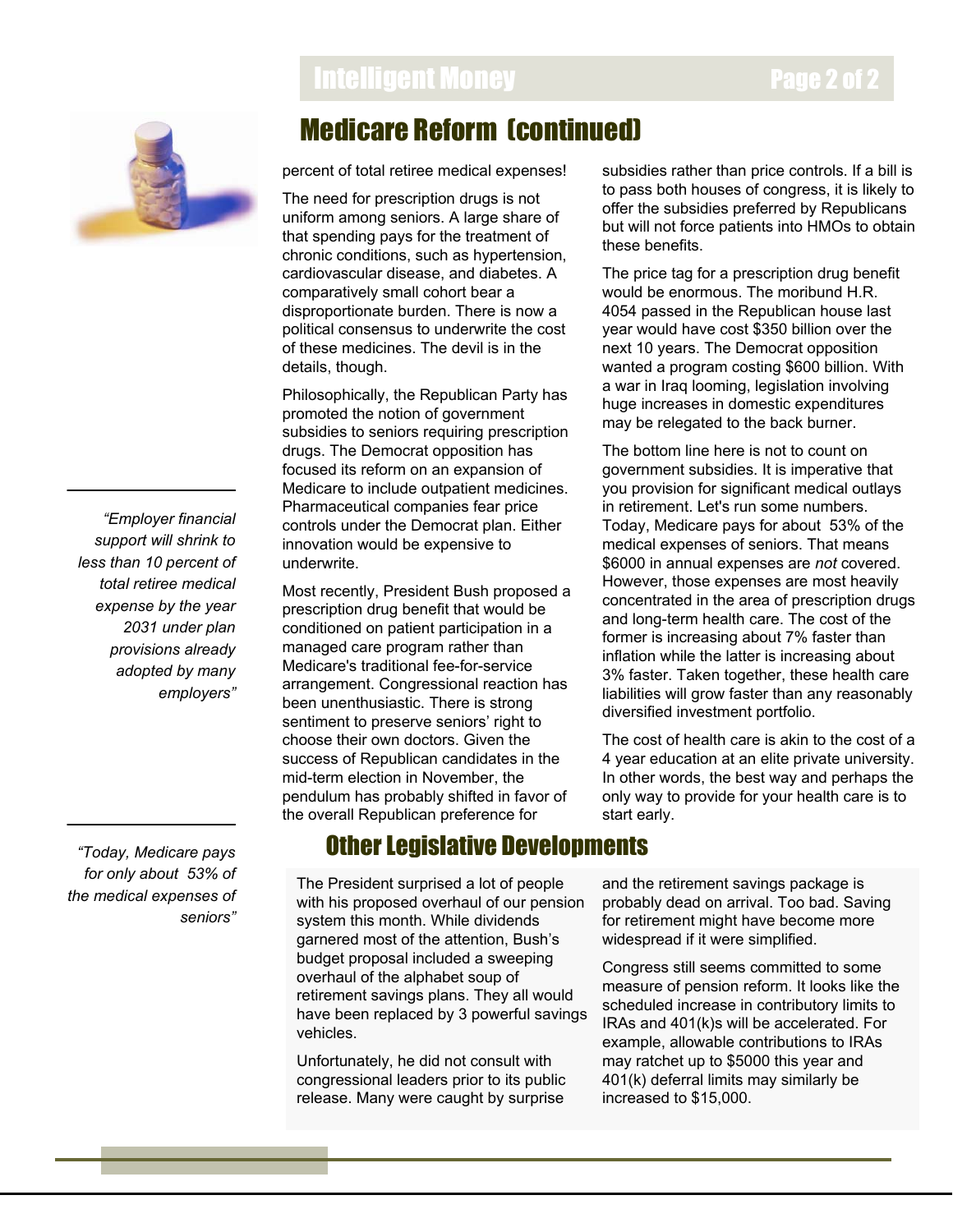## Medicare Reform (continued)

percent of total retiree medical expenses!

The need for prescription drugs is not uniform among seniors. A large share of that spending pays for the treatment of chronic conditions, such as hypertension, cardiovascular disease, and diabetes. A comparatively small cohort bear a disproportionate burden. There is now a political consensus to underwrite the cost of these medicines. The devil is in the details, though.

Philosophically, the Republican Party has promoted the notion of government subsidies to seniors requiring prescription drugs. The Democrat opposition has focused its reform on an expansion of Medicare to include outpatient medicines. Pharmaceutical companies fear price controls under the Democrat plan. Either innovation would be expensive to underwrite.

Most recently, President Bush proposed a prescription drug benefit that would be conditioned on patient participation in a managed care program rather than Medicare's traditional fee-for-service arrangement. Congressional reaction has been unenthusiastic. There is strong sentiment to preserve seniors' right to choose their own doctors. Given the success of Republican candidates in the mid-term election in November, the pendulum has probably shifted in favor of the overall Republican preference for subsidies rather than price controls. If a bill is to pass both houses of congress, it is likely to offer the subsidies preferred by Republicans but will not force patients into HMOs to obtain these benefits.

The price tag for a prescription drug benefit would be enormous. The moribund H.R. 4054 passed in the Republican house last year would have cost $350 billion over the next 10 years. The Democrat opposition wanted a program costing $600 billion. With a war in Iraq looming, legislation involving huge increases in domestic expenditures may be relegated to the back burner.

The bottom line here is not to count on government subsidies. It is imperative that you provision for significant medical outlays in retirement. Let's run some numbers. Today, Medicare pays for about 53% of the medical expenses of seniors. That means $6000 in annual expenses are *not* covered. However, those expenses are most heavily concentrated in the area of prescription drugs and long-term health care. The cost of the former is increasing about 7% faster than inflation while the latter is increasing about 3% faster. Taken together, these health care liabilities will grow faster than any reasonably diversified investment portfolio.

The cost of health care is akin to the cost of a 4 year education at an elite private university. In other words, the best way and perhaps the only way to provide for your health care is to start early.

*"Employer financial support will shrink to less than 10 percent of total retiree medical expense by the year 2031 under plan provisions already adopted by many employers"*

*"Today, Medicare pays for only about 53% of the medical expenses of seniors"*

## Other Legislative Developments

The President surprised a lot of people with his proposed overhaul of our pension system this month. While dividends garnered most of the attention, Bush's budget proposal included a sweeping overhaul of the alphabet soup of retirement savings plans. They all would have been replaced by 3 powerful savings vehicles.

Unfortunately, he did not consult with congressional leaders prior to its public release. Many were caught by surprise and the retirement savings package is probably dead on arrival. Too bad. Saving for retirement might have become more widespread if it were simplified.

Congress still seems committed to some measure of pension reform. It looks like the scheduled increase in contributory limits to IRAs and 401(k)s will be accelerated. For example, allowable contributions to IRAs may ratchet up to $5000 this year and 401(k) deferral limits may similarly be increased to $15,000.